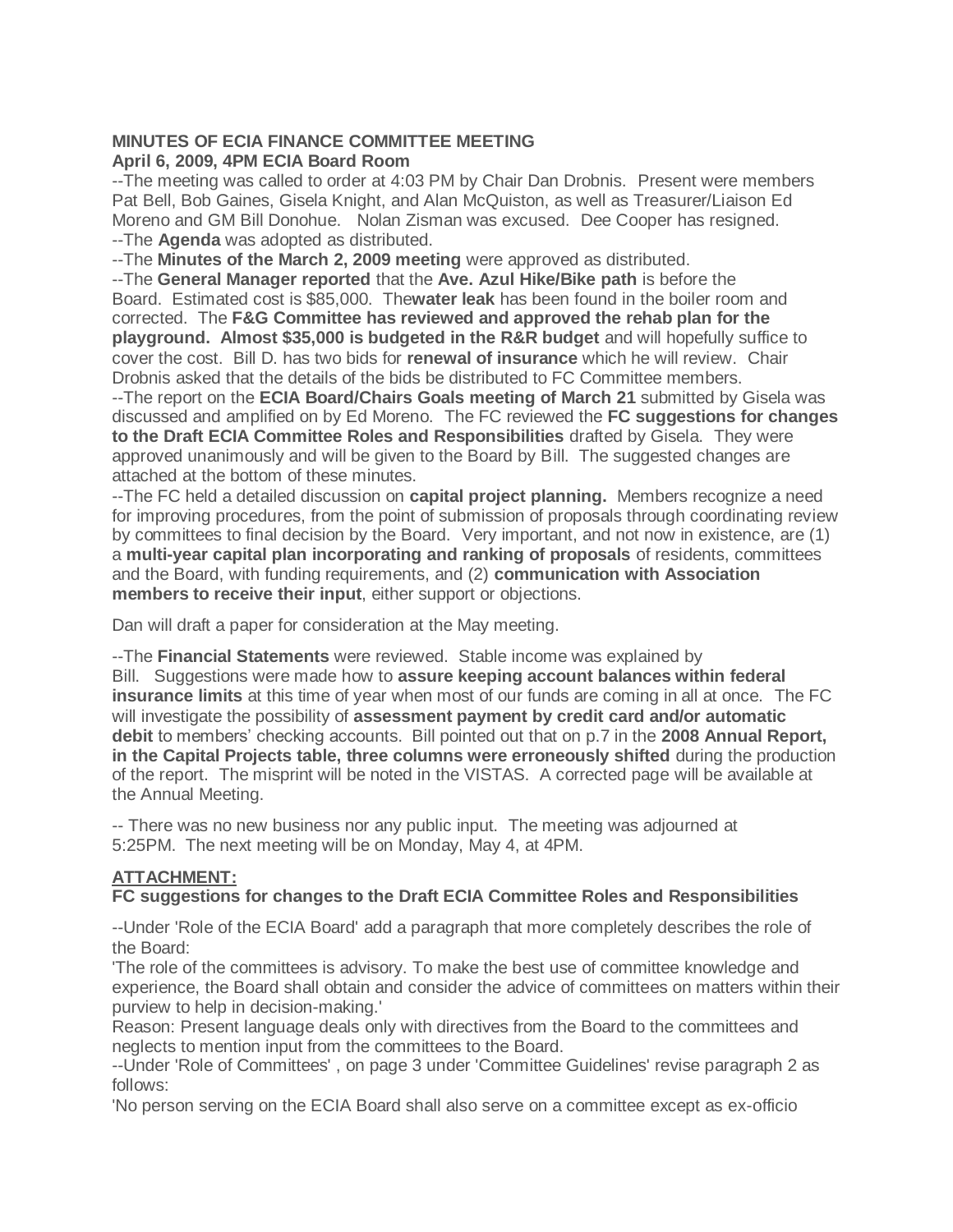**MINUTES OF ECIA FINANCE COMMITTEE MEETING**
**April 6, 2009, 4PM ECIA Board Room**

--The meeting was called to order at 4:03 PM by Chair Dan Drobnis. Present were members Pat Bell, Bob Gaines, Gisela Knight, and Alan McQuiston, as well as Treasurer/Liaison Ed Moreno and GM Bill Donohue. Nolan Zisman was excused. Dee Cooper has resigned.
--The **Agenda** was adopted as distributed.
--The **Minutes of the March 2, 2009 meeting** were approved as distributed.
--The **General Manager reported** that the **Ave. Azul Hike/Bike path** is before the Board. Estimated cost is $85,000. The**water leak** has been found in the boiler room and corrected. The **F&G Committee has reviewed and approved the rehab plan for the playground. Almost $35,000 is budgeted in the R&R budget** and will hopefully suffice to cover the cost. Bill D. has two bids for **renewal of insurance** which he will review. Chair Drobnis asked that the details of the bids be distributed to FC Committee members.
--The report on the **ECIA Board/Chairs Goals meeting of March 21** submitted by Gisela was discussed and amplified on by Ed Moreno. The FC reviewed the **FC suggestions for changes to the Draft ECIA Committee Roles and Responsibilities** drafted by Gisela. They were approved unanimously and will be given to the Board by Bill. The suggested changes are attached at the bottom of these minutes.
--The FC held a detailed discussion on **capital project planning.** Members recognize a need for improving procedures, from the point of submission of proposals through coordinating review by committees to final decision by the Board. Very important, and not now in existence, are (1) a **multi-year capital plan incorporating and ranking of proposals** of residents, committees and the Board, with funding requirements, and (2) **communication with Association members to receive their input**, either support or objections.

Dan will draft a paper for consideration at the May meeting.

--The **Financial Statements** were reviewed. Stable income was explained by Bill. Suggestions were made how to **assure keeping account balances within federal insurance limits** at this time of year when most of our funds are coming in all at once. The FC will investigate the possibility of **assessment payment by credit card and/or automatic debit** to members' checking accounts. Bill pointed out that on p.7 in the **2008 Annual Report, in the Capital Projects table, three columns were erroneously shifted** during the production of the report. The misprint will be noted in the VISTAS. A corrected page will be available at the Annual Meeting.

-- There was no new business nor any public input. The meeting was adjourned at 5:25PM. The next meeting will be on Monday, May 4, at 4PM.

**ATTACHMENT:**
**FC suggestions for changes to the Draft ECIA Committee Roles and Responsibilities**

--Under 'Role of the ECIA Board' add a paragraph that more completely describes the role of the Board:
'The role of the committees is advisory. To make the best use of committee knowledge and experience, the Board shall obtain and consider the advice of committees on matters within their purview to help in decision-making.'
Reason: Present language deals only with directives from the Board to the committees and neglects to mention input from the committees to the Board.
--Under 'Role of Committees' , on page 3 under 'Committee Guidelines' revise paragraph 2 as follows:
'No person serving on the ECIA Board shall also serve on a committee except as ex-officio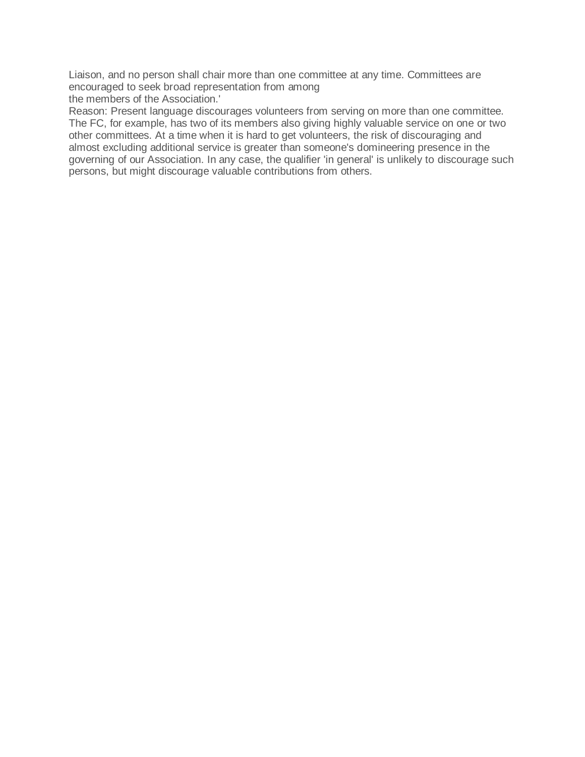Liaison, and no person shall chair more than one committee at any time. Committees are encouraged to seek broad representation from among the members of the Association.'

Reason: Present language discourages volunteers from serving on more than one committee. The FC, for example, has two of its members also giving highly valuable service on one or two other committees. At a time when it is hard to get volunteers, the risk of discouraging and almost excluding additional service is greater than someone's domineering presence in the governing of our Association. In any case, the qualifier 'in general' is unlikely to discourage such persons, but might discourage valuable contributions from others.